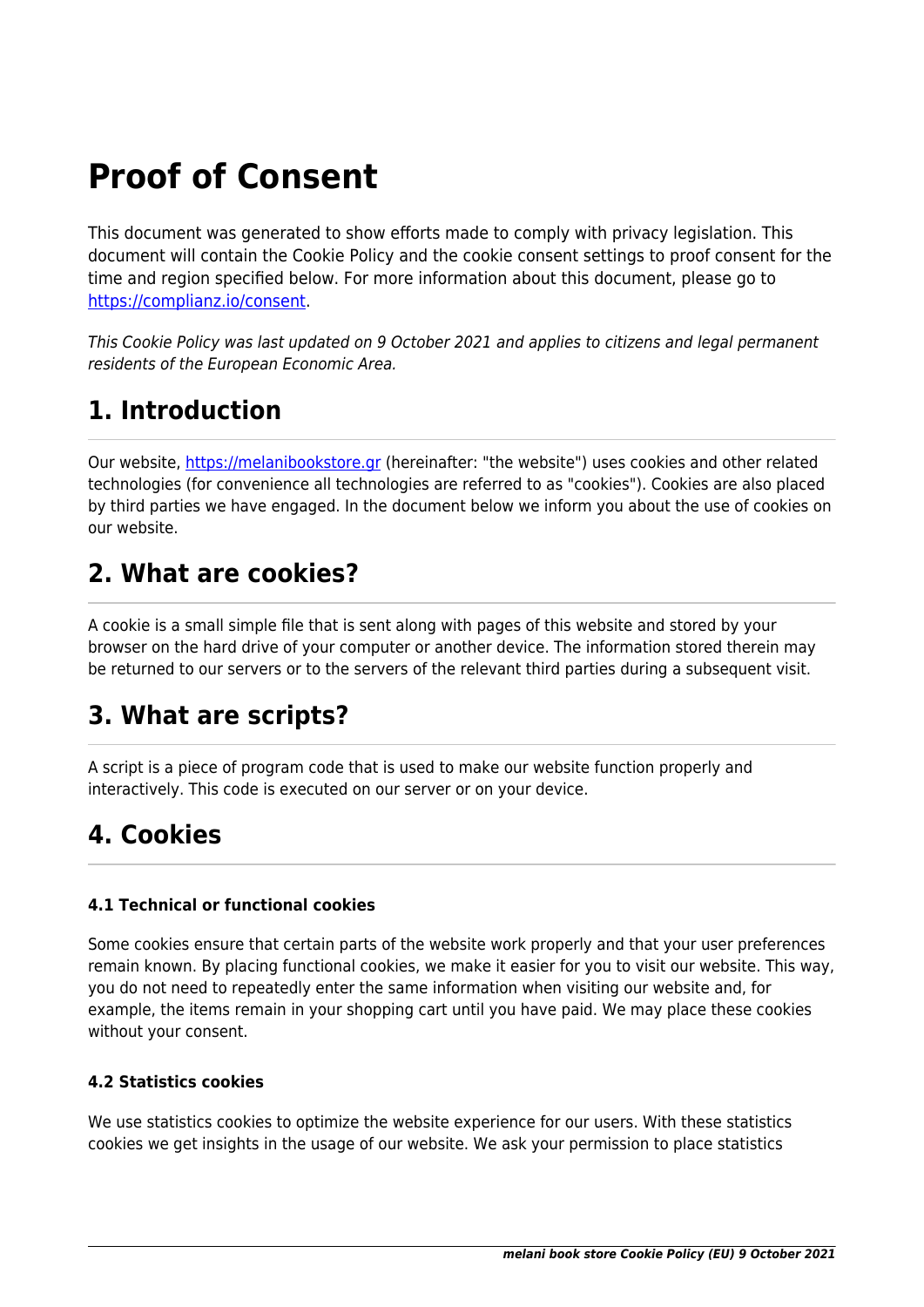# Proof of Consent

This document was generated to show efforts made to comply with privacy legislation. This document will contain the Cookie Policy and the cookie consent settings to proof consent for the time and region specified below. For more information about this document, please go to [https://complianz.io/consent](https://complianz.io/consent).

*This Cookie Policy was last updated on 9 October 2021 and applies to citizens and legal permanent residents of the European Economic Area.*

## 1. Introduction

Our website, [https://melanibookstore.gr](https://melanibookstore.gr) (hereinafter: "the website") uses cookies and other related technologies (for convenience all technologies are referred to as "cookies"). Cookies are also placed by third parties we have engaged. In the document below we inform you about the use of cookies on our website.

## 2. What are cookies?

A cookie is a small simple file that is sent along with pages of this website and stored by your browser on the hard drive of your computer or another device. The information stored therein may be returned to our servers or to the servers of the relevant third parties during a subsequent visit.

## 3. What are scripts?

A script is a piece of program code that is used to make our website function properly and interactively. This code is executed on our server or on your device.

## 4. Cookies

#### 4.1 Technical or functional cookies

Some cookies ensure that certain parts of the website work properly and that your user preferences remain known. By placing functional cookies, we make it easier for you to visit our website. This way, you do not need to repeatedly enter the same information when visiting our website and, for example, the items remain in your shopping cart until you have paid. We may place these cookies without your consent.

#### 4.2 Statistics cookies

We use statistics cookies to optimize the website experience for our users. With these statistics cookies we get insights in the usage of our website. We ask your permission to place statistics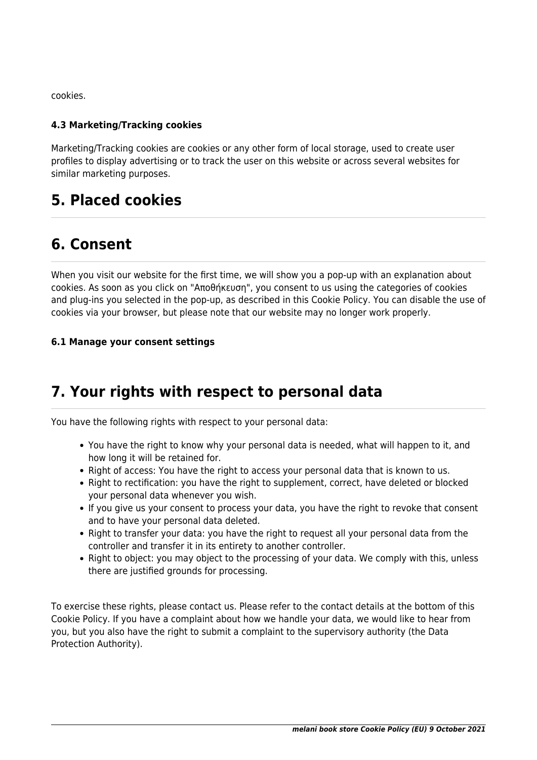cookies.

#### 4.3 Marketing/Tracking cookies

Marketing/Tracking cookies are cookies or any other form of local storage, used to create user profiles to display advertising or to track the user on this website or across several websites for similar marketing purposes.

## 5. Placed cookies

## 6. Consent

When you visit our website for the first time, we will show you a pop-up with an explanation about cookies. As soon as you click on "Αποθήκευση", you consent to us using the categories of cookies and plug-ins you selected in the pop-up, as described in this Cookie Policy. You can disable the use of cookies via your browser, but please note that our website may no longer work properly.

#### 6.1 Manage your consent settings

## 7. Your rights with respect to personal data

You have the following rights with respect to your personal data:

- You have the right to know why your personal data is needed, what will happen to it, and how long it will be retained for.
- Right of access: You have the right to access your personal data that is known to us.
- Right to rectification: you have the right to supplement, correct, have deleted or blocked your personal data whenever you wish.
- If you give us your consent to process your data, you have the right to revoke that consent and to have your personal data deleted.
- Right to transfer your data: you have the right to request all your personal data from the controller and transfer it in its entirety to another controller.
- Right to object: you may object to the processing of your data. We comply with this, unless there are justified grounds for processing.

To exercise these rights, please contact us. Please refer to the contact details at the bottom of this Cookie Policy. If you have a complaint about how we handle your data, we would like to hear from you, but you also have the right to submit a complaint to the supervisory authority (the Data Protection Authority).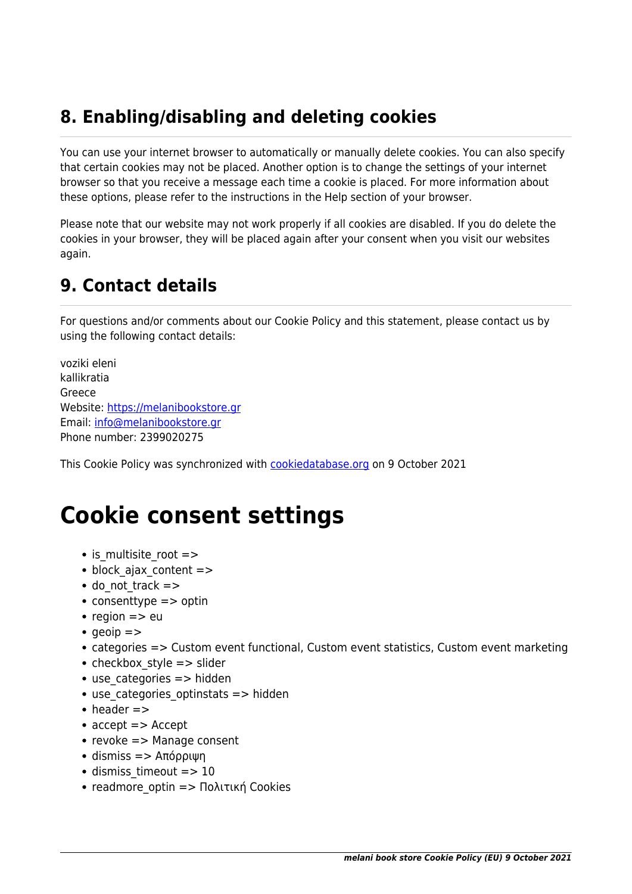## 8. Enabling/disabling and deleting cookies

You can use your internet browser to automatically or manually delete cookies. You can also specify that certain cookies may not be placed. Another option is to change the settings of your internet browser so that you receive a message each time a cookie is placed. For more information about these options, please refer to the instructions in the Help section of your browser.

Please note that our website may not work properly if all cookies are disabled. If you do delete the cookies in your browser, they will be placed again after your consent when you visit our websites again.

## 9. Contact details

For questions and/or comments about our Cookie Policy and this statement, please contact us by using the following contact details:

voziki eleni
kallikratia
Greece
Website: [https://melanibookstore.gr](https://melanibookstore.gr)
Email: [info@melanibookstore.gr](mailto:info@melanibookstore.gr)
Phone number: 2399020275

This Cookie Policy was synchronized with [cookiedatabase.org](https://cookiedatabase.org) on 9 October 2021

# Cookie consent settings

- is_multisite_root =>
- block_ajax_content =>
- do_not_track =>
- consenttype => optin
- region => eu
- geoip =>
- categories => Custom event functional, Custom event statistics, Custom event marketing
- checkbox_style => slider
- use_categories => hidden
- use_categories_optinstats => hidden
- header =>
- accept => Accept
- revoke => Manage consent
- dismiss => Απόρριψη
- dismiss_timeout => 10
- readmore_optin => Πολιτική Cookies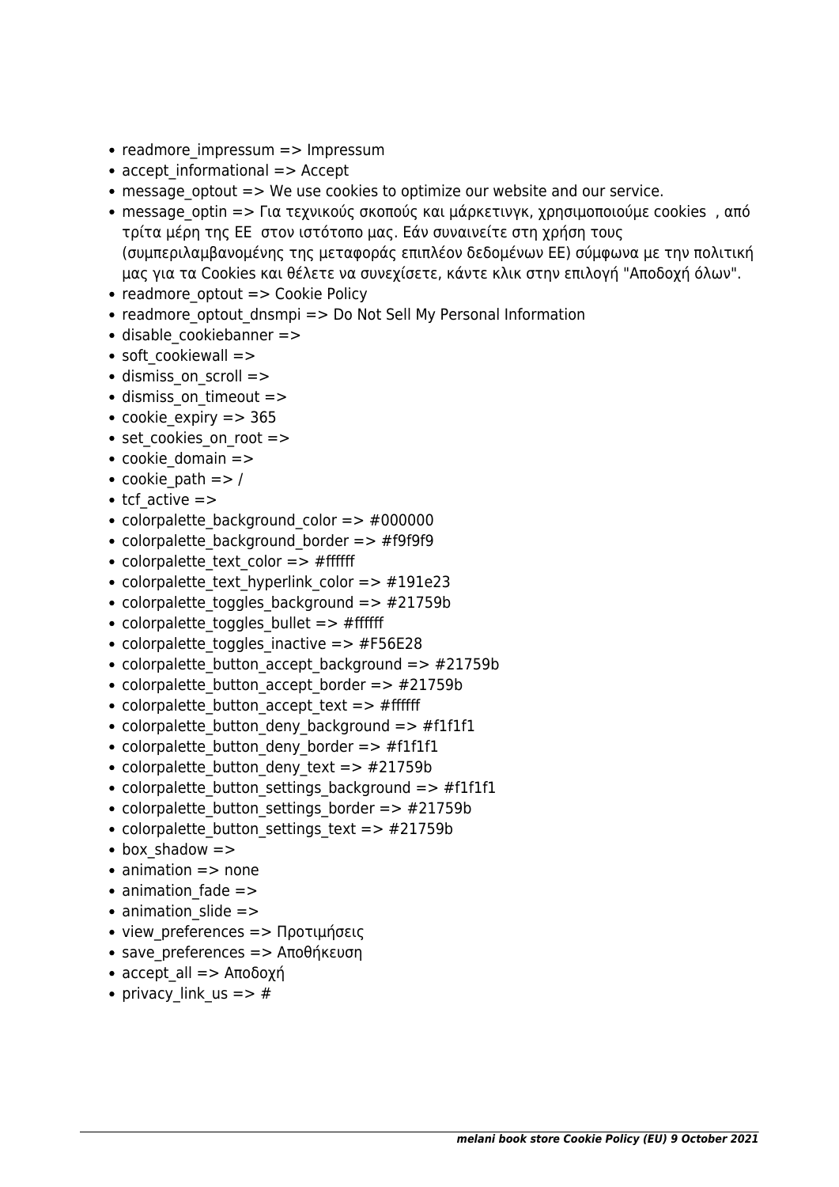- readmore_impressum => Impressum
- accept_informational => Accept
- message_optout => We use cookies to optimize our website and our service.
- message_optin => Για τεχνικούς σκοπούς και μάρκετινγκ, χρησιμοποιούμε cookies , από τρίτα μέρη της ΕΕ στον ιστότοπο μας. Εάν συναινείτε στη χρήση τους (συμπεριλαμβανομένης της μεταφοράς επιπλέον δεδομένων ΕΕ) σύμφωνα με την πολιτική μας για τα Cookies και θέλετε να συνεχίσετε, κάντε κλικ στην επιλογή "Αποδοχή όλων".
- readmore_optout => Cookie Policy
- readmore_optout_dnsmpi => Do Not Sell My Personal Information
- disable_cookiebanner =>
- soft_cookiewall =>
- dismiss_on_scroll =>
- dismiss_on_timeout =>
- cookie_expiry => 365
- set_cookies_on_root =>
- cookie_domain =>
- cookie_path => /
- tcf_active =>
- colorpalette_background_color => #000000
- colorpalette_background_border => #f9f9f9
- colorpalette_text_color => #ffffff
- colorpalette_text_hyperlink_color => #191e23
- colorpalette_toggles_background => #21759b
- colorpalette_toggles_bullet => #ffffff
- colorpalette_toggles_inactive => #F56E28
- colorpalette_button_accept_background => #21759b
- colorpalette_button_accept_border => #21759b
- colorpalette_button_accept_text => #ffffff
- colorpalette_button_deny_background => #f1f1f1
- colorpalette_button_deny_border => #f1f1f1
- colorpalette_button_deny_text => #21759b
- colorpalette_button_settings_background => #f1f1f1
- colorpalette_button_settings_border => #21759b
- colorpalette_button_settings_text => #21759b
- box_shadow =>
- animation => none
- animation_fade =>
- animation_slide =>
- view_preferences => Προτιμήσεις
- save_preferences => Αποθήκευση
- accept_all => Αποδοχή
- privacy_link_us => #